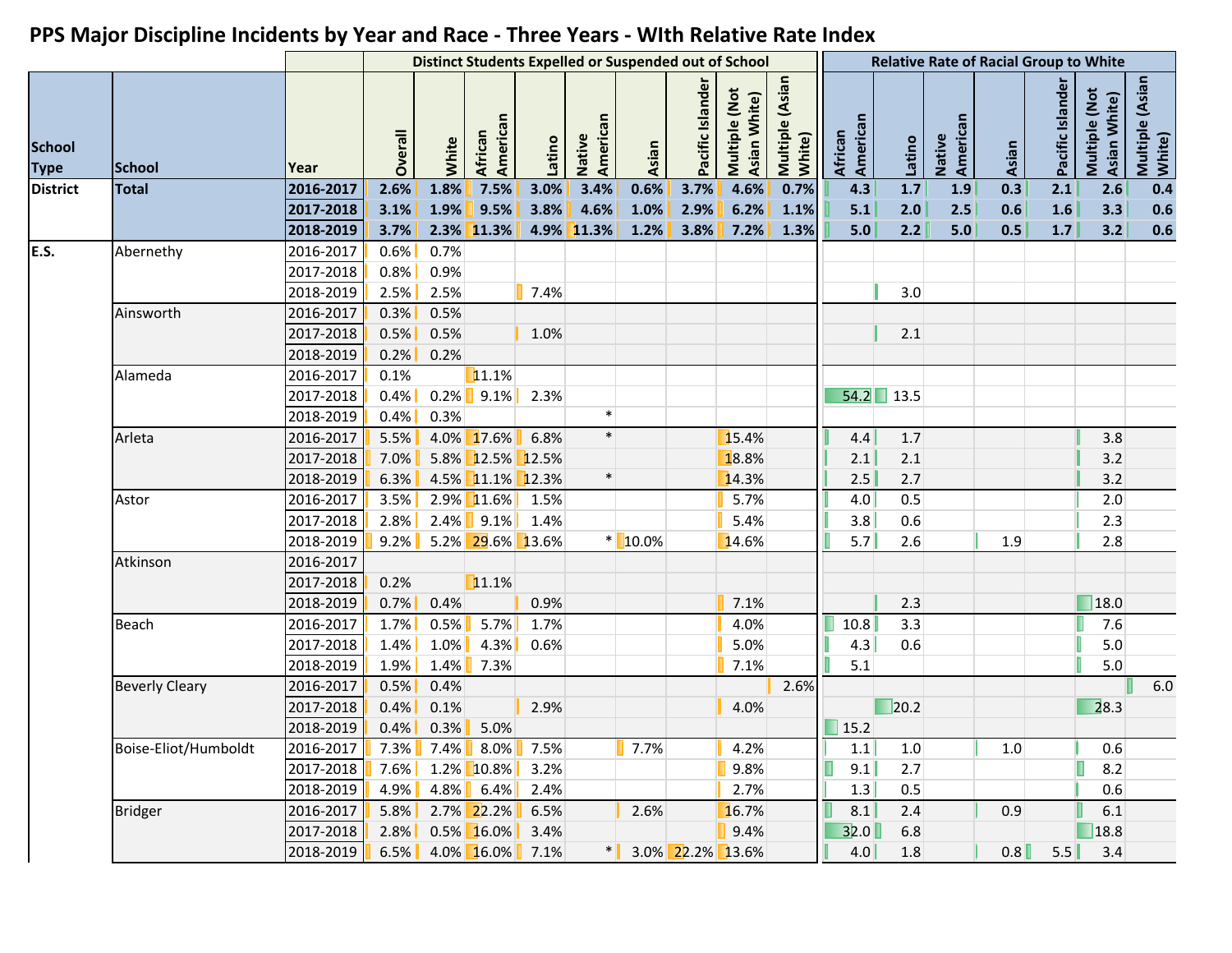# PPS Major Discipline Incidents by Year and Race - Three Years - WIth Relative Rate Index

| School Type | School | Year | Overall | White | African American | Latino | Native American | Asian | Pacific Islander | Multiple (Not Asian White) | Multiple (Asian White) | African American | Latino | Native American | Asian | Pacific Islander | Multiple (Not Asian White) | Multiple (Asian White) |
|---|---|---|---|---|---|---|---|---|---|---|---|---|---|---|---|---|---|---|
| | | | Distinct Students Expelled or Suspended out of School | | | | | | | | | Relative Rate of Racial Group to White | | | | | | |
| District | Total | 2016-2017 | 2.6% | 1.8% | 7.5% | 3.0% | 3.4% | 0.6% | 3.7% | 4.6% | 0.7% | 4.3 | 1.7 | 1.9 | 0.3 | 2.1 | 2.6 | 0.4 |
| | | 2017-2018 | 3.1% | 1.9% | 9.5% | 3.8% | 4.6% | 1.0% | 2.9% | 6.2% | 1.1% | 5.1 | 2.0 | 2.5 | 0.6 | 1.6 | 3.3 | 0.6 |
| | | 2018-2019 | 3.7% | 2.3% | 11.3% | 4.9% | 11.3% | 1.2% | 3.8% | 7.2% | 1.3% | 5.0 | 2.2 | 5.0 | 0.5 | 1.7 | 3.2 | 0.6 |
| E.S. | Abernethy | 2016-2017 | 0.6% | 0.7% | | | | | | | | | | | | | | |
| | | 2017-2018 | 0.8% | 0.9% | | | | | | | | | | | | | | |
| | | 2018-2019 | 2.5% | 2.5% | | 7.4% | | | | | | | 3.0 | | | | | |
| | Ainsworth | 2016-2017 | 0.3% | 0.5% | | | | | | | | | | | | | | |
| | | 2017-2018 | 0.5% | 0.5% | | 1.0% | | | | | | | 2.1 | | | | | |
| | | 2018-2019 | 0.2% | 0.2% | | | | | | | | | | | | | | |
| | Alameda | 2016-2017 | 0.1% | | 11.1% | | | | | | | | | | | | | |
| | | 2017-2018 | 0.4% | 0.2% | 9.1% | 2.3% | | | | | | 54.2 | 13.5 | | | | | |
| | | 2018-2019 | 0.4% | 0.3% | | | * | | | | | | | | | | | |
| | Arleta | 2016-2017 | 5.5% | 4.0% | 17.6% | 6.8% | * | | | 15.4% | | 4.4 | 1.7 | | | | 3.8 | |
| | | 2017-2018 | 7.0% | 5.8% | 12.5% | 12.5% | | | | 18.8% | | 2.1 | 2.1 | | | | 3.2 | |
| | | 2018-2019 | 6.3% | 4.5% | 11.1% | 12.3% | * | | | 14.3% | | 2.5 | 2.7 | | | | 3.2 | |
| | Astor | 2016-2017 | 3.5% | 2.9% | 11.6% | 1.5% | | | | 5.7% | | 4.0 | 0.5 | | | | 2.0 | |
| | | 2017-2018 | 2.8% | 2.4% | 9.1% | 1.4% | | | | 5.4% | | 3.8 | 0.6 | | | | 2.3 | |
| | | 2018-2019 | 9.2% | 5.2% | 29.6% | 13.6% | * | 10.0% | | 14.6% | | 5.7 | 2.6 | | 1.9 | | 2.8 | |
| | Atkinson | 2016-2017 | | | | | | | | | | | | | | | | |
| | | 2017-2018 | 0.2% | | 11.1% | | | | | | | | | | | | | |
| | | 2018-2019 | 0.7% | 0.4% | | 0.9% | | | | 7.1% | | | 2.3 | | | | 18.0 | |
| | Beach | 2016-2017 | 1.7% | 0.5% | 5.7% | 1.7% | | | | 4.0% | | 10.8 | 3.3 | | | | 7.6 | |
| | | 2017-2018 | 1.4% | 1.0% | 4.3% | 0.6% | | | | 5.0% | | 4.3 | 0.6 | | | | 5.0 | |
| | | 2018-2019 | 1.9% | 1.4% | 7.3% | | | | | 7.1% | | 5.1 | | | | | 5.0 | |
| | Beverly Cleary | 2016-2017 | 0.5% | 0.4% | | | | | | | 2.6% | | | | | | | 6.0 |
| | | 2017-2018 | 0.4% | 0.1% | | 2.9% | | | | 4.0% | | | 20.2 | | | | 28.3 | |
| | | 2018-2019 | 0.4% | 0.3% | 5.0% | | | | | | | 15.2 | | | | | | |
| | Boise-Eliot/Humboldt | 2016-2017 | 7.3% | 7.4% | 8.0% | 7.5% | | 7.7% | | 4.2% | | 1.1 | 1.0 | | 1.0 | | 0.6 | |
| | | 2017-2018 | 7.6% | 1.2% | 10.8% | 3.2% | | | | 9.8% | | 9.1 | 2.7 | | | | 8.2 | |
| | | 2018-2019 | 4.9% | 4.8% | 6.4% | 2.4% | | | | 2.7% | | 1.3 | 0.5 | | | | 0.6 | |
| | Bridger | 2016-2017 | 5.8% | 2.7% | 22.2% | 6.5% | | 2.6% | | 16.7% | | 8.1 | 2.4 | | 0.9 | | 6.1 | |
| | | 2017-2018 | 2.8% | 0.5% | 16.0% | 3.4% | | | | 9.4% | | 32.0 | 6.8 | | | | 18.8 | |
| | | 2018-2019 | 6.5% | 4.0% | 16.0% | 7.1% | * | 3.0% | 22.2% | 13.6% | | 4.0 | 1.8 | | 0.8 | 5.5 | 3.4 | |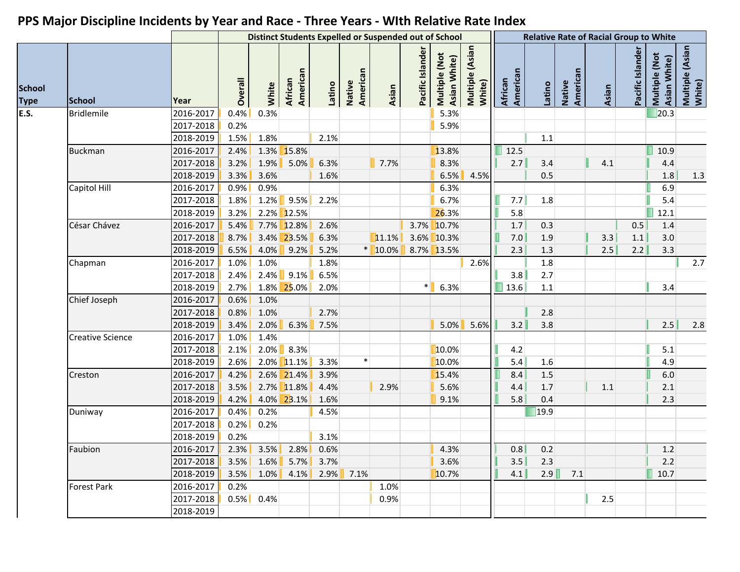# PPS Major Discipline Incidents by Year and Race - Three Years - WIth Relative Rate Index

| School Type | School | Year | Distinct Students Expelled or Suspended out of School | | | | | | | | | Relative Rate of Racial Group to White | | | | | | |
|---|---|---|---|---|---|---|---|---|---|---|---|---|---|---|---|---|---|---|
| | | | Overall | White | African American | Latino | Native American | Asian | Pacific Islander | Multiple (Not Asian White) | Multiple (Asian White) | African American | Latino | Native American | Asian | Pacific Islander | Multiple (Not Asian White) | Multiple (Asian White) |
| E.S. | Bridlemile | 2016-2017 | 0.4% | 0.3% | | | | | | 5.3% | | | | | | | 20.3 | |
| | | 2017-2018 | 0.2% | | | | | | | 5.9% | | | | | | | | |
| | | 2018-2019 | 1.5% | 1.8% | | 2.1% | | | | | | | 1.1 | | | | | |
| | Buckman | 2016-2017 | 2.4% | 1.3% | 15.8% | | | | | 13.8% | | 12.5 | | | | | 10.9 | |
| | | 2017-2018 | 3.2% | 1.9% | 5.0% | 6.3% | | 7.7% | | 8.3% | | 2.7 | 3.4 | | 4.1 | | 4.4 | |
| | | 2018-2019 | 3.3% | 3.6% | | 1.6% | | | | 6.5% | 4.5% | | 0.5 | | | | 1.8 | 1.3 |
| | Capitol Hill | 2016-2017 | 0.9% | 0.9% | | | | | | 6.3% | | | | | | | 6.9 | |
| | | 2017-2018 | 1.8% | 1.2% | 9.5% | 2.2% | | | | 6.7% | | 7.7 | 1.8 | | | | 5.4 | |
| | | 2018-2019 | 3.2% | 2.2% | 12.5% | | | | | 26.3% | | 5.8 | | | | | 12.1 | |
| | César Chávez | 2016-2017 | 5.4% | 7.7% | 12.8% | 2.6% | | | 3.7% | 10.7% | | 1.7 | 0.3 | | | 0.5 | 1.4 | |
| | | 2017-2018 | 8.7% | 3.4% | 23.5% | 6.3% | | 11.1% | 3.6% | 10.3% | | 7.0 | 1.9 | | 3.3 | 1.1 | 3.0 | |
| | | 2018-2019 | 6.5% | 4.0% | 9.2% | 5.2% | * | 10.0% | 8.7% | 13.5% | | 2.3 | 1.3 | | 2.5 | 2.2 | 3.3 | |
| | Chapman | 2016-2017 | 1.0% | 1.0% | | 1.8% | | | | | 2.6% | | 1.8 | | | | | 2.7 |
| | | 2017-2018 | 2.4% | 2.4% | 9.1% | 6.5% | | | | | | 3.8 | 2.7 | | | | | |
| | | 2018-2019 | 2.7% | 1.8% | 25.0% | 2.0% | | | * | 6.3% | | 13.6 | 1.1 | | | | 3.4 | |
| | Chief Joseph | 2016-2017 | 0.6% | 1.0% | | | | | | | | | | | | | | |
| | | 2017-2018 | 0.8% | 1.0% | | 2.7% | | | | | | | 2.8 | | | | | |
| | | 2018-2019 | 3.4% | 2.0% | 6.3% | 7.5% | | | | 5.0% | 5.6% | 3.2 | 3.8 | | | | 2.5 | 2.8 |
| | Creative Science | 2016-2017 | 1.0% | 1.4% | | | | | | | | | | | | | | |
| | | 2017-2018 | 2.1% | 2.0% | 8.3% | | | | | 10.0% | | 4.2 | | | | | 5.1 | |
| | | 2018-2019 | 2.6% | 2.0% | 11.1% | 3.3% | * | | | 10.0% | | 5.4 | 1.6 | | | | 4.9 | |
| | Creston | 2016-2017 | 4.2% | 2.6% | 21.4% | 3.9% | | | | 15.4% | | 8.4 | 1.5 | | | | 6.0 | |
| | | 2017-2018 | 3.5% | 2.7% | 11.8% | 4.4% | | 2.9% | | 5.6% | | 4.4 | 1.7 | | 1.1 | | 2.1 | |
| | | 2018-2019 | 4.2% | 4.0% | 23.1% | 1.6% | | | | 9.1% | | 5.8 | 0.4 | | | | 2.3 | |
| | Duniway | 2016-2017 | 0.4% | 0.2% | | 4.5% | | | | | | | 19.9 | | | | | |
| | | 2017-2018 | 0.2% | 0.2% | | | | | | | | | | | | | | |
| | | 2018-2019 | 0.2% | | | 3.1% | | | | | | | | | | | | |
| | Faubion | 2016-2017 | 2.3% | 3.5% | 2.8% | 0.6% | | | | 4.3% | | 0.8 | 0.2 | | | | 1.2 | |
| | | 2017-2018 | 3.5% | 1.6% | 5.7% | 3.7% | | | | 3.6% | | 3.5 | 2.3 | | | | 2.2 | |
| | | 2018-2019 | 3.5% | 1.0% | 4.1% | 2.9% | 7.1% | | | 10.7% | | 4.1 | 2.9 | 7.1 | | | 10.7 | |
| | Forest Park | 2016-2017 | 0.2% | | | | | 1.0% | | | | | | | | | | |
| | | 2017-2018 | 0.5% | 0.4% | | | | 0.9% | | | | | | | 2.5 | | | |
| | | 2018-2019 | | | | | | | | | | | | | | | | |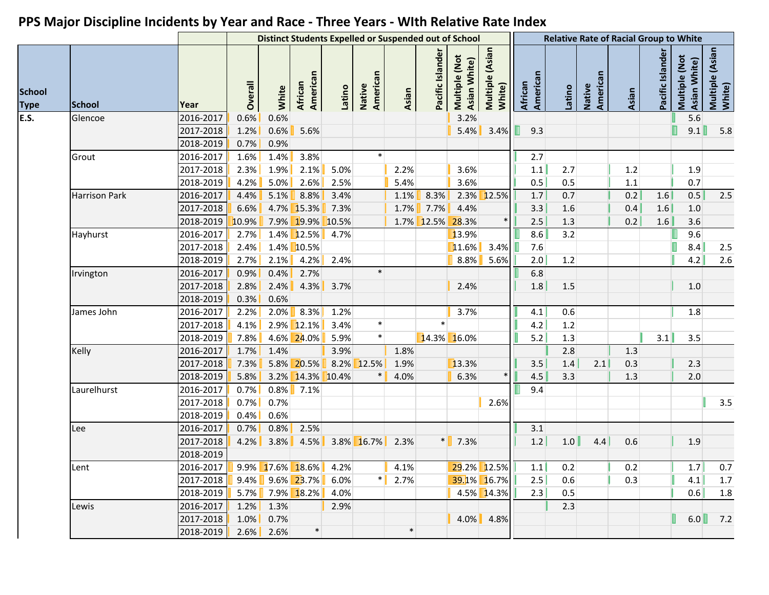# PPS Major Discipline Incidents by Year and Race - Three Years - WIth Relative Rate Index

| | | | Distinct Students Expelled or Suspended out of School | | | | | | | | | Relative Rate of Racial Group to White | | | | | | |
|---|---|---|---|---|---|---|---|---|---|---|---|---|---|---|---|---|---|---|
| School Type | School | Year | Overall | White | African American | Latino | Native American | Asian | Pacific Islander | Multiple (Not Asian White) | Multiple (Asian White) | African American | Latino | Native American | Asian | Pacific Islander | Multiple (Not Asian White) | Multiple (Asian White) |
| E.S. | Glencoe | 2016-2017 | 0.6% | 0.6% | | | | | | 3.2% | | | | | | | 5.6 | |
| | | 2017-2018 | 1.2% | 0.6% | 5.6% | | | | | 5.4% | 3.4% | 9.3 | | | | | 9.1 | 5.8 |
| | | 2018-2019 | 0.7% | 0.9% | | | | | | | | | | | | | | |
| | Grout | 2016-2017 | 1.6% | 1.4% | 3.8% | | * | | | | | 2.7 | | | | | | |
| | | 2017-2018 | 2.3% | 1.9% | 2.1% | 5.0% | | 2.2% | | 3.6% | | 1.1 | 2.7 | | 1.2 | | 1.9 | |
| | | 2018-2019 | 4.2% | 5.0% | 2.6% | 2.5% | | 5.4% | | 3.6% | | 0.5 | 0.5 | | 1.1 | | 0.7 | |
| | Harrison Park | 2016-2017 | 4.4% | 5.1% | 8.8% | 3.4% | | 1.1% | 8.3% | 2.3% | 12.5% | 1.7 | 0.7 | | 0.2 | 1.6 | 0.5 | 2.5 |
| | | 2017-2018 | 6.6% | 4.7% | 15.3% | 7.3% | | 1.7% | 7.7% | 4.4% | | 3.3 | 1.6 | | 0.4 | 1.6 | 1.0 | |
| | | 2018-2019 | 10.9% | 7.9% | 19.9% | 10.5% | | 1.7% | 12.5% | 28.3% | * | 2.5 | 1.3 | | 0.2 | 1.6 | 3.6 | |
| | Hayhurst | 2016-2017 | 2.7% | 1.4% | 12.5% | 4.7% | | | | 13.9% | | 8.6 | 3.2 | | | | 9.6 | |
| | | 2017-2018 | 2.4% | 1.4% | 10.5% | | | | | 11.6% | 3.4% | 7.6 | | | | | 8.4 | 2.5 |
| | | 2018-2019 | 2.7% | 2.1% | 4.2% | 2.4% | | | | 8.8% | 5.6% | 2.0 | 1.2 | | | | 4.2 | 2.6 |
| | Irvington | 2016-2017 | 0.9% | 0.4% | 2.7% | | * | | | | | 6.8 | | | | | | |
| | | 2017-2018 | 2.8% | 2.4% | 4.3% | 3.7% | | | | 2.4% | | 1.8 | 1.5 | | | | 1.0 | |
| | | 2018-2019 | 0.3% | 0.6% | | | | | | | | | | | | | | |
| | James John | 2016-2017 | 2.2% | 2.0% | 8.3% | 1.2% | | | | 3.7% | | 4.1 | 0.6 | | | | 1.8 | |
| | | 2017-2018 | 4.1% | 2.9% | 12.1% | 3.4% | * | | * | | | 4.2 | 1.2 | | | | | |
| | | 2018-2019 | 7.8% | 4.6% | 24.0% | 5.9% | * | | 14.3% | 16.0% | | 5.2 | 1.3 | | | 3.1 | 3.5 | |
| | Kelly | 2016-2017 | 1.7% | 1.4% | | 3.9% | | 1.8% | | | | | 2.8 | | 1.3 | | | |
| | | 2017-2018 | 7.3% | 5.8% | 20.5% | 8.2% | 12.5% | 1.9% | | 13.3% | | 3.5 | 1.4 | 2.1 | 0.3 | | 2.3 | |
| | | 2018-2019 | 5.8% | 3.2% | 14.3% | 10.4% | * | 4.0% | | 6.3% | * | 4.5 | 3.3 | | 1.3 | | 2.0 | |
| | Laurelhurst | 2016-2017 | 0.7% | 0.8% | 7.1% | | | | | | | 9.4 | | | | | | |
| | | 2017-2018 | 0.7% | 0.7% | | | | | | | 2.6% | | | | | | | 3.5 |
| | | 2018-2019 | 0.4% | 0.6% | | | | | | | | | | | | | | |
| | Lee | 2016-2017 | 0.7% | 0.8% | 2.5% | | | | | | | 3.1 | | | | | | |
| | | 2017-2018 | 4.2% | 3.8% | 4.5% | 3.8% | 16.7% | 2.3% | * | 7.3% | | 1.2 | 1.0 | 4.4 | 0.6 | | 1.9 | |
| | | 2018-2019 | | | | | | | | | | | | | | | | |
| | Lent | 2016-2017 | 9.9% | 17.6% | 18.6% | 4.2% | | 4.1% | | 29.2% | 12.5% | 1.1 | 0.2 | | 0.2 | | 1.7 | 0.7 |
| | | 2017-2018 | 9.4% | 9.6% | 23.7% | 6.0% | * | 2.7% | | 39.1% | 16.7% | 2.5 | 0.6 | | 0.3 | | 4.1 | 1.7 |
| | | 2018-2019 | 5.7% | 7.9% | 18.2% | 4.0% | | | | 4.5% | 14.3% | 2.3 | 0.5 | | | | 0.6 | 1.8 |
| | Lewis | 2016-2017 | 1.2% | 1.3% | | 2.9% | | | | | | | 2.3 | | | | | |
| | | 2017-2018 | 1.0% | 0.7% | | | | | | 4.0% | 4.8% | | | | | | 6.0 | 7.2 |
| | | 2018-2019 | 2.6% | 2.6% | * | | | * | | | | | | | | | | |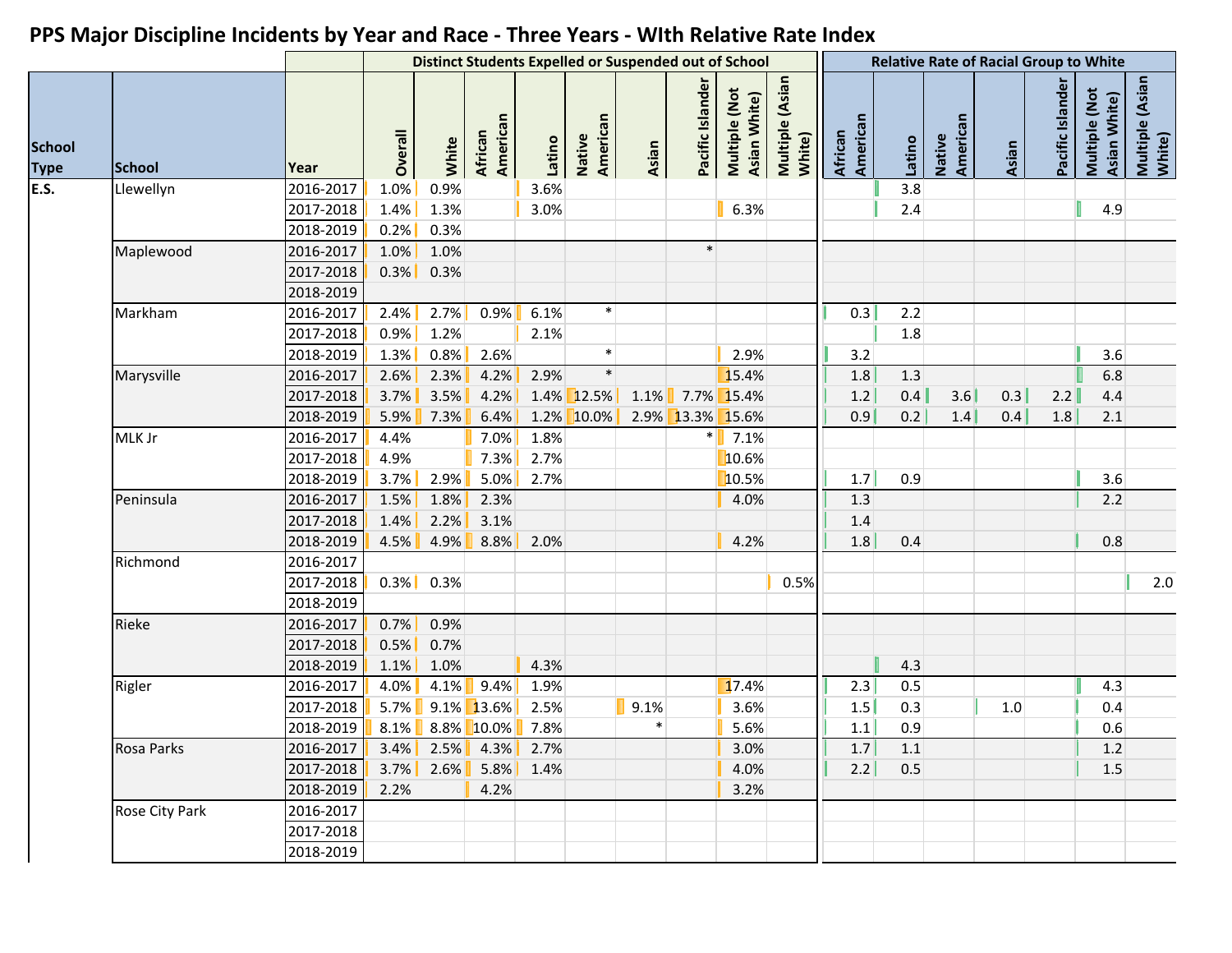# PPS Major Discipline Incidents by Year and Race - Three Years - WIth Relative Rate Index

| School Type | School | Year | Distinct Students Expelled or Suspended out of School | | | | | | | | | Relative Rate of Racial Group to White | | | | | | |
|---|---|---|---|---|---|---|---|---|---|---|---|---|---|---|---|---|---|---|
| | | | Overall | White | African American | Latino | Native American | Asian | Pacific Islander | Multiple (Not Asian White) | Multiple (Asian White) | African American | Latino | Native American | Asian | Pacific Islander | Multiple (Not Asian White) | Multiple (Asian White) |
| E.S. | Llewellyn | 2016-2017 | 1.0% | 0.9% | | 3.6% | | | | | | | 3.8 | | | | | |
| | | 2017-2018 | 1.4% | 1.3% | | 3.0% | | | | 6.3% | | | 2.4 | | | | 4.9 | |
| | | 2018-2019 | 0.2% | 0.3% | | | | | | | | | | | | | | |
| | Maplewood | 2016-2017 | 1.0% | 1.0% | | | | | * | | | | | | | | | |
| | | 2017-2018 | 0.3% | 0.3% | | | | | | | | | | | | | | |
| | | 2018-2019 | | | | | | | | | | | | | | | | |
| | Markham | 2016-2017 | 2.4% | 2.7% | 0.9% | 6.1% | * | | | | | 0.3 | 2.2 | | | | | |
| | | 2017-2018 | 0.9% | 1.2% | | 2.1% | | | | | | | 1.8 | | | | | |
| | | 2018-2019 | 1.3% | 0.8% | 2.6% | | * | | | 2.9% | | 3.2 | | | | | 3.6 | |
| | Marysville | 2016-2017 | 2.6% | 2.3% | 4.2% | 2.9% | * | | | 15.4% | | 1.8 | 1.3 | | | | 6.8 | |
| | | 2017-2018 | 3.7% | 3.5% | 4.2% | 1.4% | 12.5% | 1.1% | 7.7% | 15.4% | | 1.2 | 0.4 | 3.6 | 0.3 | 2.2 | 4.4 | |
| | | 2018-2019 | 5.9% | 7.3% | 6.4% | 1.2% | 10.0% | 2.9% | 13.3% | 15.6% | | 0.9 | 0.2 | 1.4 | 0.4 | 1.8 | 2.1 | |
| | MLK Jr | 2016-2017 | 4.4% | | 7.0% | 1.8% | | | * | 7.1% | | | | | | | | |
| | | 2017-2018 | 4.9% | | 7.3% | 2.7% | | | | 10.6% | | | | | | | | |
| | | 2018-2019 | 3.7% | 2.9% | 5.0% | 2.7% | | | | 10.5% | | 1.7 | 0.9 | | | | 3.6 | |
| | Peninsula | 2016-2017 | 1.5% | 1.8% | 2.3% | | | | | 4.0% | | 1.3 | | | | | 2.2 | |
| | | 2017-2018 | 1.4% | 2.2% | 3.1% | | | | | | | 1.4 | | | | | | |
| | | 2018-2019 | 4.5% | 4.9% | 8.8% | 2.0% | | | | 4.2% | | 1.8 | 0.4 | | | | 0.8 | |
| | Richmond | 2016-2017 | | | | | | | | | | | | | | | | |
| | | 2017-2018 | 0.3% | 0.3% | | | | | | | 0.5% | | | | | | | 2.0 |
| | | 2018-2019 | | | | | | | | | | | | | | | | |
| | Rieke | 2016-2017 | 0.7% | 0.9% | | | | | | | | | | | | | | |
| | | 2017-2018 | 0.5% | 0.7% | | | | | | | | | | | | | | |
| | | 2018-2019 | 1.1% | 1.0% | | 4.3% | | | | | | | 4.3 | | | | | |
| | Rigler | 2016-2017 | 4.0% | 4.1% | 9.4% | 1.9% | | | | 17.4% | | 2.3 | 0.5 | | | | 4.3 | |
| | | 2017-2018 | 5.7% | 9.1% | 13.6% | 2.5% | | 9.1% | | 3.6% | | 1.5 | 0.3 | | 1.0 | | 0.4 | |
| | | 2018-2019 | 8.1% | 8.8% | 10.0% | 7.8% | | * | | 5.6% | | 1.1 | 0.9 | | | | 0.6 | |
| | Rosa Parks | 2016-2017 | 3.4% | 2.5% | 4.3% | 2.7% | | | | 3.0% | | 1.7 | 1.1 | | | | 1.2 | |
| | | 2017-2018 | 3.7% | 2.6% | 5.8% | 1.4% | | | | 4.0% | | 2.2 | 0.5 | | | | 1.5 | |
| | | 2018-2019 | 2.2% | | 4.2% | | | | | 3.2% | | | | | | | | |
| | Rose City Park | 2016-2017 | | | | | | | | | | | | | | | | |
| | | 2017-2018 | | | | | | | | | | | | | | | | |
| | | 2018-2019 | | | | | | | | | | | | | | | | |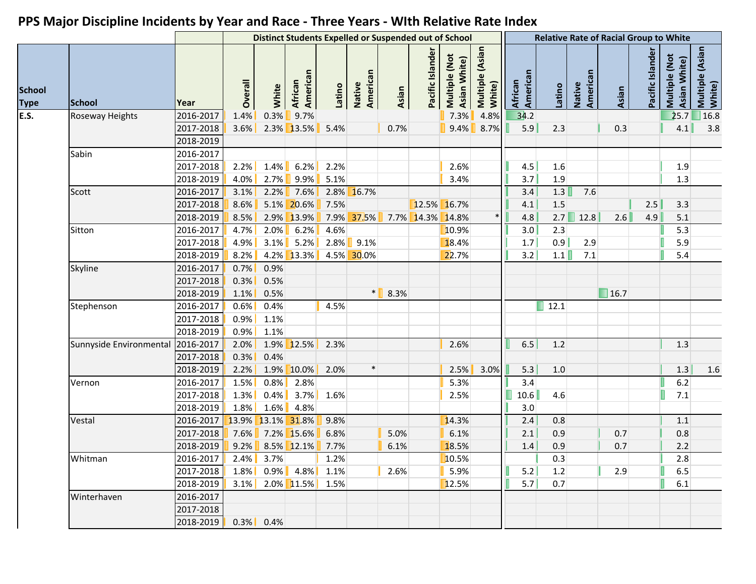# PPS Major Discipline Incidents by Year and Race - Three Years - WIth Relative Rate Index

| School Type | School | Year | Distinct Students Expelled or Suspended out of School | | | | | | | | | Relative Rate of Racial Group to White | | | | | | |
|---|---|---|---|---|---|---|---|---|---|---|---|---|---|---|---|---|---|---|
| | | | Overall | White | African American | Latino | Native American | Asian | Pacific Islander | Multiple (Not Asian White) | Multiple (Asian White) | African American | Latino | Native American | Asian | Pacific Islander | Multiple (Not Asian White) | Multiple (Asian White) |
| E.S. | Roseway Heights | 2016-2017 | 1.4% | 0.3% | 9.7% | | | | | 7.3% | 4.8% | 34.2 | | | | | 25.7 | 16.8 |
| | | 2017-2018 | 3.6% | 2.3% | 13.5% | 5.4% | | 0.7% | | 9.4% | 8.7% | 5.9 | 2.3 | | 0.3 | | 4.1 | 3.8 |
| | | 2018-2019 | | | | | | | | | | | | | | | | |
| | Sabin | 2016-2017 | | | | | | | | | | | | | | | | |
| | | 2017-2018 | 2.2% | 1.4% | 6.2% | 2.2% | | | | 2.6% | | 4.5 | 1.6 | | | | 1.9 | |
| | | 2018-2019 | 4.0% | 2.7% | 9.9% | 5.1% | | | | 3.4% | | 3.7 | 1.9 | | | | 1.3 | |
| | Scott | 2016-2017 | 3.1% | 2.2% | 7.6% | 2.8% | 16.7% | | | | | 3.4 | 1.3 | 7.6 | | | | |
| | | 2017-2018 | 8.6% | 5.1% | 20.6% | 7.5% | | | 12.5% | 16.7% | | 4.1 | 1.5 | | | 2.5 | 3.3 | |
| | | 2018-2019 | 8.5% | 2.9% | 13.9% | 7.9% | 37.5% | 7.7% | 14.3% | 14.8% | * | 4.8 | 2.7 | 12.8 | 2.6 | 4.9 | 5.1 | |
| | Sitton | 2016-2017 | 4.7% | 2.0% | 6.2% | 4.6% | | | | 10.9% | | 3.0 | 2.3 | | | | 5.3 | |
| | | 2017-2018 | 4.9% | 3.1% | 5.2% | 2.8% | 9.1% | | | 18.4% | | 1.7 | 0.9 | 2.9 | | | 5.9 | |
| | | 2018-2019 | 8.2% | 4.2% | 13.3% | 4.5% | 30.0% | | | 22.7% | | 3.2 | 1.1 | 7.1 | | | 5.4 | |
| | Skyline | 2016-2017 | 0.7% | 0.9% | | | | | | | | | | | | | | |
| | | 2017-2018 | 0.3% | 0.5% | | | | | | | | | | | | | | |
| | | 2018-2019 | 1.1% | 0.5% | | | * | 8.3% | | | | | | | 16.7 | | | |
| | Stephenson | 2016-2017 | 0.6% | 0.4% | | 4.5% | | | | | | | 12.1 | | | | | |
| | | 2017-2018 | 0.9% | 1.1% | | | | | | | | | | | | | | |
| | | 2018-2019 | 0.9% | 1.1% | | | | | | | | | | | | | | |
| | Sunnyside Environmental | 2016-2017 | 2.0% | 1.9% | 12.5% | 2.3% | | | | 2.6% | | 6.5 | 1.2 | | | | 1.3 | |
| | | 2017-2018 | 0.3% | 0.4% | | | | | | | | | | | | | | |
| | | 2018-2019 | 2.2% | 1.9% | 10.0% | 2.0% | * | | | 2.5% | 3.0% | 5.3 | 1.0 | | | | 1.3 | 1.6 |
| | Vernon | 2016-2017 | 1.5% | 0.8% | 2.8% | | | | | 5.3% | | 3.4 | | | | | 6.2 | |
| | | 2017-2018 | 1.3% | 0.4% | 3.7% | 1.6% | | | | 2.5% | | 10.6 | 4.6 | | | | 7.1 | |
| | | 2018-2019 | 1.8% | 1.6% | 4.8% | | | | | | | 3.0 | | | | | | |
| | Vestal | 2016-2017 | 13.9% | 13.1% | 31.8% | 9.8% | | | | 14.3% | | 2.4 | 0.8 | | | | 1.1 | |
| | | 2017-2018 | 7.6% | 7.2% | 15.6% | 6.8% | | 5.0% | | 6.1% | | 2.1 | 0.9 | | 0.7 | | 0.8 | |
| | | 2018-2019 | 9.2% | 8.5% | 12.1% | 7.7% | | 6.1% | | 18.5% | | 1.4 | 0.9 | | 0.7 | | 2.2 | |
| | Whitman | 2016-2017 | 2.4% | 3.7% | | 1.2% | | | | 10.5% | | | 0.3 | | | | 2.8 | |
| | | 2017-2018 | 1.8% | 0.9% | 4.8% | 1.1% | | 2.6% | | 5.9% | | 5.2 | 1.2 | | 2.9 | | 6.5 | |
| | | 2018-2019 | 3.1% | 2.0% | 11.5% | 1.5% | | | | 12.5% | | 5.7 | 0.7 | | | | 6.1 | |
| | Winterhaven | 2016-2017 | | | | | | | | | | | | | | | | |
| | | 2017-2018 | | | | | | | | | | | | | | | | |
| | | 2018-2019 | 0.3% | 0.4% | | | | | | | | | | | | | | |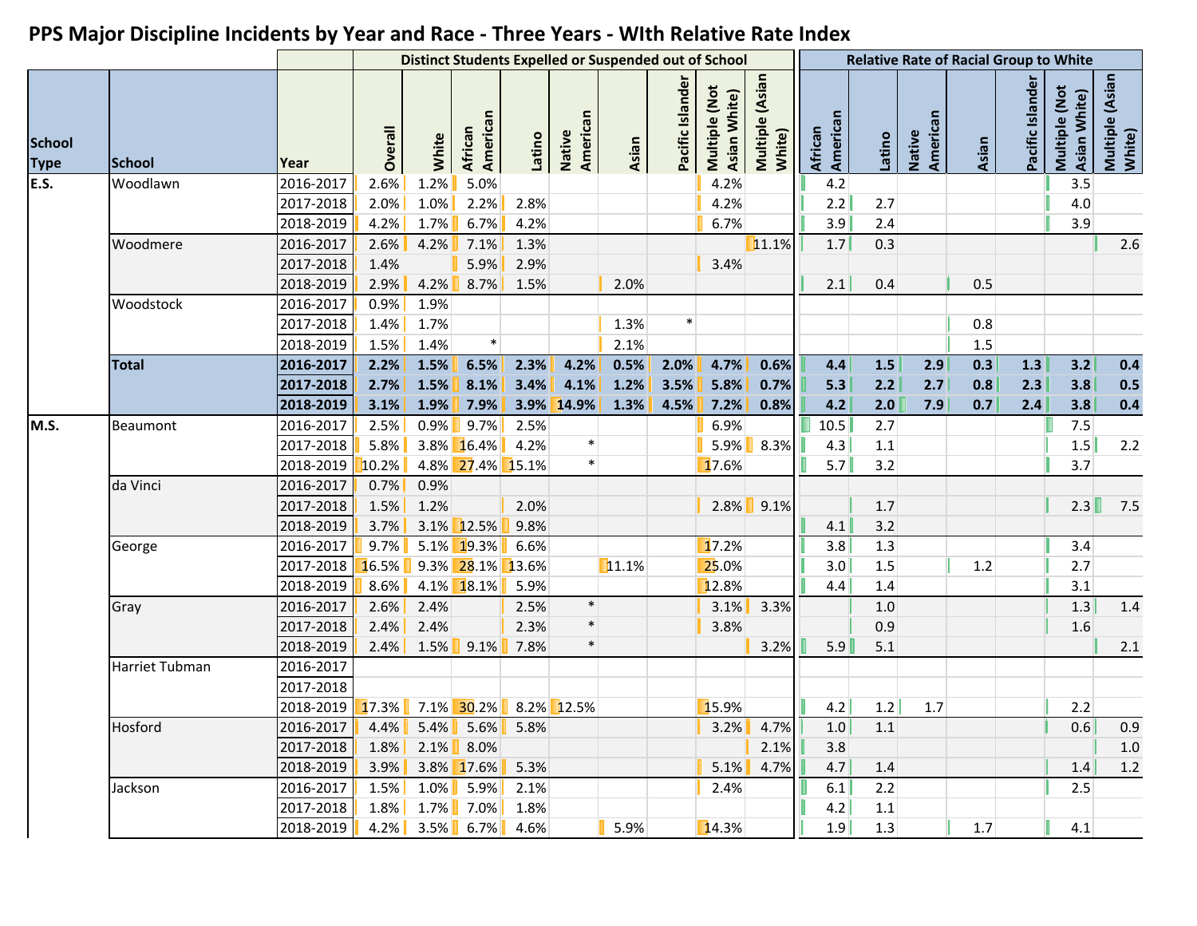# PPS Major Discipline Incidents by Year and Race - Three Years - WIth Relative Rate Index

| | | | Distinct Students Expelled or Suspended out of School | | | | | | | | | Relative Rate of Racial Group to White | | | | | | |
|---|---|---|---|---|---|---|---|---|---|---|---|---|---|---|---|---|---|---|
| School Type | School | Year | Overall | White | African American | Latino | Native American | Asian | Pacific Islander | Multiple (Not Asian White) | Multiple (Asian White) | African American | Latino | Native American | Asian | Pacific Islander | Multiple (Not Asian White) | Multiple (Asian White) |
| E.S. | Woodlawn | 2016-2017 | 2.6% | 1.2% | 5.0% | | | | | 4.2% | | 4.2 | | | | | 3.5 | |
| | | 2017-2018 | 2.0% | 1.0% | 2.2% | 2.8% | | | | 4.2% | | 2.2 | 2.7 | | | | 4.0 | |
| | | 2018-2019 | 4.2% | 1.7% | 6.7% | 4.2% | | | | 6.7% | | 3.9 | 2.4 | | | | 3.9 | |
| | Woodmere | 2016-2017 | 2.6% | 4.2% | 7.1% | 1.3% | | | | | 11.1% | 1.7 | 0.3 | | | | | 2.6 |
| | | 2017-2018 | 1.4% | | 5.9% | 2.9% | | | | 3.4% | | | | | | | | |
| | | 2018-2019 | 2.9% | 4.2% | 8.7% | 1.5% | | 2.0% | | | | 2.1 | 0.4 | | 0.5 | | | |
| | Woodstock | 2016-2017 | 0.9% | 1.9% | | | | | | | | | | | | | | |
| | | 2017-2018 | 1.4% | 1.7% | | | | 1.3% | * | | | | | | 0.8 | | | |
| | | 2018-2019 | 1.5% | 1.4% | * | | | 2.1% | | | | | | | 1.5 | | | |
| | **Total** | **2016-2017** | **2.2%** | **1.5%** | **6.5%** | **2.3%** | **4.2%** | **0.5%** | **2.0%** | **4.7%** | **0.6%** | **4.4** | **1.5** | **2.9** | **0.3** | **1.3** | **3.2** | **0.4** |
| | | **2017-2018** | **2.7%** | **1.5%** | **8.1%** | **3.4%** | **4.1%** | **1.2%** | **3.5%** | **5.8%** | **0.7%** | **5.3** | **2.2** | **2.7** | **0.8** | **2.3** | **3.8** | **0.5** |
| | | **2018-2019** | **3.1%** | **1.9%** | **7.9%** | **3.9%** | **14.9%** | **1.3%** | **4.5%** | **7.2%** | **0.8%** | **4.2** | **2.0** | **7.9** | **0.7** | **2.4** | **3.8** | **0.4** |
| M.S. | Beaumont | 2016-2017 | 2.5% | 0.9% | 9.7% | 2.5% | | | | 6.9% | | 10.5 | 2.7 | | | | 7.5 | |
| | | 2017-2018 | 5.8% | 3.8% | 16.4% | 4.2% | * | | | 5.9% | 8.3% | 4.3 | 1.1 | | | | 1.5 | 2.2 |
| | | 2018-2019 | 10.2% | 4.8% | 27.4% | 15.1% | * | | | 17.6% | | 5.7 | 3.2 | | | | 3.7 | |
| | da Vinci | 2016-2017 | 0.7% | 0.9% | | | | | | | | | | | | | | |
| | | 2017-2018 | 1.5% | 1.2% | | 2.0% | | | | 2.8% | 9.1% | | 1.7 | | | | 2.3 | 7.5 |
| | | 2018-2019 | 3.7% | 3.1% | 12.5% | 9.8% | | | | | | 4.1 | 3.2 | | | | | |
| | George | 2016-2017 | 9.7% | 5.1% | 19.3% | 6.6% | | | | 17.2% | | 3.8 | 1.3 | | | | 3.4 | |
| | | 2017-2018 | 16.5% | 9.3% | 28.1% | 13.6% | | 11.1% | | 25.0% | | 3.0 | 1.5 | | 1.2 | | 2.7 | |
| | | 2018-2019 | 8.6% | 4.1% | 18.1% | 5.9% | | | | 12.8% | | 4.4 | 1.4 | | | | 3.1 | |
| | Gray | 2016-2017 | 2.6% | 2.4% | | 2.5% | * | | | 3.1% | 3.3% | | 1.0 | | | | 1.3 | 1.4 |
| | | 2017-2018 | 2.4% | 2.4% | | 2.3% | * | | | 3.8% | | | 0.9 | | | | 1.6 | |
| | | 2018-2019 | 2.4% | 1.5% | 9.1% | 7.8% | * | | | | 3.2% | 5.9 | 5.1 | | | | | 2.1 |
| | Harriet Tubman | 2016-2017 | | | | | | | | | | | | | | | | |
| | | 2017-2018 | | | | | | | | | | | | | | | | |
| | | 2018-2019 | 17.3% | 7.1% | 30.2% | 8.2% | 12.5% | | | 15.9% | | 4.2 | 1.2 | 1.7 | | | 2.2 | |
| | Hosford | 2016-2017 | 4.4% | 5.4% | 5.6% | 5.8% | | | | 3.2% | 4.7% | 1.0 | 1.1 | | | | 0.6 | 0.9 |
| | | 2017-2018 | 1.8% | 2.1% | 8.0% | | | | | | 2.1% | 3.8 | | | | | | 1.0 |
| | | 2018-2019 | 3.9% | 3.8% | 17.6% | 5.3% | | | | 5.1% | 4.7% | 4.7 | 1.4 | | | | 1.4 | 1.2 |
| | Jackson | 2016-2017 | 1.5% | 1.0% | 5.9% | 2.1% | | | | 2.4% | | 6.1 | 2.2 | | | | 2.5 | |
| | | 2017-2018 | 1.8% | 1.7% | 7.0% | 1.8% | | | | | | 4.2 | 1.1 | | | | | |
| | | 2018-2019 | 4.2% | 3.5% | 6.7% | 4.6% | | 5.9% | | 14.3% | | 1.9 | 1.3 | | 1.7 | | 4.1 | |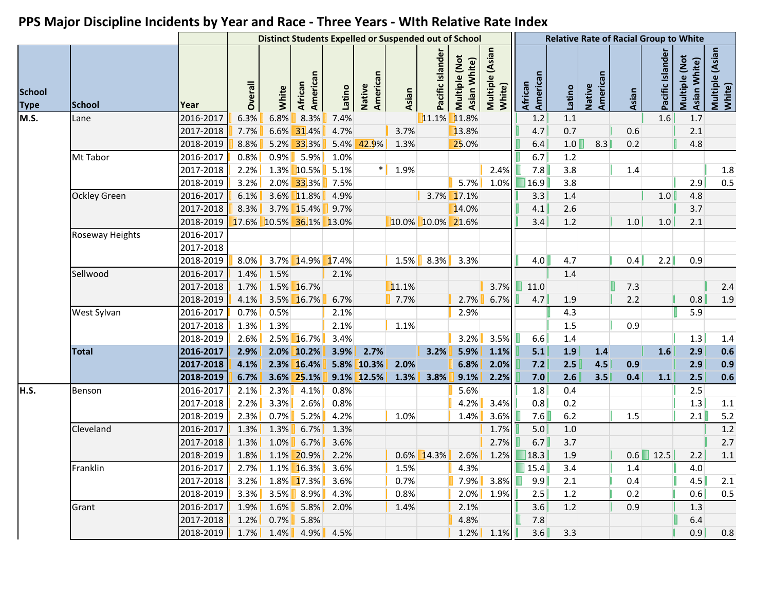# PPS Major Discipline Incidents by Year and Race - Three Years - WIth Relative Rate Index

| School Type | School | Year | Distinct Students Expelled or Suspended out of School: Overall | White | African American | Latino | Native American | Asian | Pacific Islander | Multiple (Not Asian White) | Multiple (Asian White) | Relative Rate of Racial Group to White: African American | Latino | Native American | Asian | Pacific Islander | Multiple (Not Asian White) | Multiple (Asian White) |
|---|---|---|---|---|---|---|---|---|---|---|---|---|---|---|---|---|---|---|
| M.S. | Lane | 2016-2017 | 6.3% | 6.8% | 8.3% | 7.4% | | | 11.1% | 11.8% | | 1.2 | 1.1 | | | 1.6 | 1.7 | |
| | | 2017-2018 | 7.7% | 6.6% | 31.4% | 4.7% | | 3.7% | | 13.8% | | 4.7 | 0.7 | | 0.6 | | 2.1 | |
| | | 2018-2019 | 8.8% | 5.2% | 33.3% | 5.4% | 42.9% | 1.3% | | 25.0% | | 6.4 | 1.0 | 8.3 | 0.2 | | 4.8 | |
| | Mt Tabor | 2016-2017 | 0.8% | 0.9% | 5.9% | 1.0% | | | | | | 6.7 | 1.2 | | | | | |
| | | 2017-2018 | 2.2% | 1.3% | 10.5% | 5.1% | * | 1.9% | | | 2.4% | 7.8 | 3.8 | | 1.4 | | | 1.8 |
| | | 2018-2019 | 3.2% | 2.0% | 33.3% | 7.5% | | | | 5.7% | 1.0% | 16.9 | 3.8 | | | | 2.9 | 0.5 |
| | Ockley Green | 2016-2017 | 6.1% | 3.6% | 11.8% | 4.9% | | | 3.7% | 17.1% | | 3.3 | 1.4 | | | 1.0 | 4.8 | |
| | | 2017-2018 | 8.3% | 3.7% | 15.4% | 9.7% | | | | 14.0% | | 4.1 | 2.6 | | | | 3.7 | |
| | | 2018-2019 | 17.6% | 10.5% | 36.1% | 13.0% | | 10.0% | 10.0% | 21.6% | | 3.4 | 1.2 | | 1.0 | 1.0 | 2.1 | |
| | Roseway Heights | 2016-2017 | | | | | | | | | | | | | | | | |
| | | 2017-2018 | | | | | | | | | | | | | | | | |
| | | 2018-2019 | 8.0% | 3.7% | 14.9% | 17.4% | | 1.5% | 8.3% | 3.3% | | 4.0 | 4.7 | | 0.4 | 2.2 | 0.9 | |
| | Sellwood | 2016-2017 | 1.4% | 1.5% | | 2.1% | | | | | | | 1.4 | | | | | |
| | | 2017-2018 | 1.7% | 1.5% | 16.7% | | | 11.1% | | | 3.7% | 11.0 | | | 7.3 | | | 2.4 |
| | | 2018-2019 | 4.1% | 3.5% | 16.7% | 6.7% | | 7.7% | | 2.7% | 6.7% | 4.7 | 1.9 | | 2.2 | | 0.8 | 1.9 |
| | West Sylvan | 2016-2017 | 0.7% | 0.5% | | 2.1% | | | | 2.9% | | | 4.3 | | | | 5.9 | |
| | | 2017-2018 | 1.3% | 1.3% | | 2.1% | | 1.1% | | | | | 1.5 | | 0.9 | | | |
| | | 2018-2019 | 2.6% | 2.5% | 16.7% | 3.4% | | | | 3.2% | 3.5% | 6.6 | 1.4 | | | | 1.3 | 1.4 |
| | **Total** | **2016-2017** | **2.9%** | **2.0%** | **10.2%** | **3.9%** | **2.7%** | | **3.2%** | **5.9%** | **1.1%** | **5.1** | **1.9** | **1.4** | | **1.6** | **2.9** | **0.6** |
| | | **2017-2018** | **4.1%** | **2.3%** | **16.4%** | **5.8%** | **10.3%** | **2.0%** | | **6.8%** | **2.0%** | **7.2** | **2.5** | **4.5** | **0.9** | | **2.9** | **0.9** |
| | | **2018-2019** | **6.7%** | **3.6%** | **25.1%** | **9.1%** | **12.5%** | **1.3%** | **3.8%** | **9.1%** | **2.2%** | **7.0** | **2.6** | **3.5** | **0.4** | **1.1** | **2.5** | **0.6** |
| H.S. | Benson | 2016-2017 | 2.1% | 2.3% | 4.1% | 0.8% | | | | 5.6% | | 1.8 | 0.4 | | | | 2.5 | |
| | | 2017-2018 | 2.2% | 3.3% | 2.6% | 0.8% | | | | 4.2% | 3.4% | 0.8 | 0.2 | | | | 1.3 | 1.1 |
| | | 2018-2019 | 2.3% | 0.7% | 5.2% | 4.2% | | 1.0% | | 1.4% | 3.6% | 7.6 | 6.2 | | 1.5 | | 2.1 | 5.2 |
| | Cleveland | 2016-2017 | 1.3% | 1.3% | 6.7% | 1.3% | | | | | 1.7% | 5.0 | 1.0 | | | | | 1.2 |
| | | 2017-2018 | 1.3% | 1.0% | 6.7% | 3.6% | | | | | 2.7% | 6.7 | 3.7 | | | | | 2.7 |
| | | 2018-2019 | 1.8% | 1.1% | 20.9% | 2.2% | | 0.6% | 14.3% | 2.6% | 1.2% | 18.3 | 1.9 | | 0.6 | 12.5 | 2.2 | 1.1 |
| | Franklin | 2016-2017 | 2.7% | 1.1% | 16.3% | 3.6% | | 1.5% | | 4.3% | | 15.4 | 3.4 | | 1.4 | | 4.0 | |
| | | 2017-2018 | 3.2% | 1.8% | 17.3% | 3.6% | | 0.7% | | 7.9% | 3.8% | 9.9 | 2.1 | | 0.4 | | 4.5 | 2.1 |
| | | 2018-2019 | 3.3% | 3.5% | 8.9% | 4.3% | | 0.8% | | 2.0% | 1.9% | 2.5 | 1.2 | | 0.2 | | 0.6 | 0.5 |
| | Grant | 2016-2017 | 1.9% | 1.6% | 5.8% | 2.0% | | 1.4% | | 2.1% | | 3.6 | 1.2 | | 0.9 | | 1.3 | |
| | | 2017-2018 | 1.2% | 0.7% | 5.8% | | | | | 4.8% | | 7.8 | | | | | 6.4 | |
| | | 2018-2019 | 1.7% | 1.4% | 4.9% | 4.5% | | | | 1.2% | 1.1% | 3.6 | 3.3 | | | | 0.9 | 0.8 |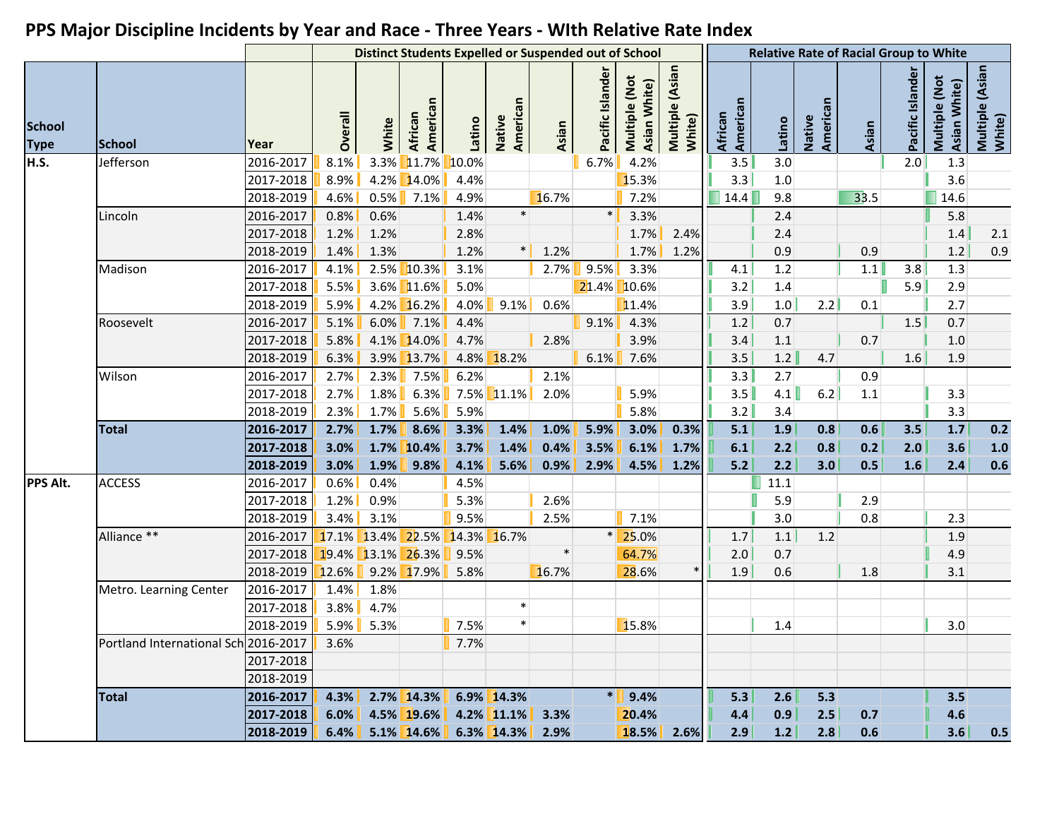# PPS Major Discipline Incidents by Year and Race - Three Years - WIth Relative Rate Index

| School Type | School | Year | Distinct Students Expelled or Suspended out of School | | | | | | | | | Relative Rate of Racial Group to White | | | | | | |
|---|---|---|---|---|---|---|---|---|---|---|---|---|---|---|---|---|---|---|
| | | | Overall | White | African American | Latino | Native American | Asian | Pacific Islander | Multiple (Not Asian White) | Multiple (Asian White) | African American | Latino | Native American | Asian | Pacific Islander | Multiple (Not Asian White) | Multiple (Asian White) |
| H.S. | Jefferson | 2016-2017 | 8.1% | 3.3% | 11.7% | 10.0% | | | 6.7% | 4.2% | | 3.5 | 3.0 | | | 2.0 | 1.3 | |
| | | 2017-2018 | 8.9% | 4.2% | 14.0% | 4.4% | | | | 15.3% | | 3.3 | 1.0 | | | | 3.6 | |
| | | 2018-2019 | 4.6% | 0.5% | 7.1% | 4.9% | | 16.7% | | 7.2% | | 14.4 | 9.8 | | 33.5 | | 14.6 | |
| | Lincoln | 2016-2017 | 0.8% | 0.6% | | 1.4% | * | | * | 3.3% | | | 2.4 | | | | 5.8 | |
| | | 2017-2018 | 1.2% | 1.2% | | 2.8% | | | | 1.7% | 2.4% | | 2.4 | | | | 1.4 | 2.1 |
| | | 2018-2019 | 1.4% | 1.3% | | 1.2% | * | 1.2% | | 1.7% | 1.2% | | 0.9 | | 0.9 | | 1.2 | 0.9 |
| | Madison | 2016-2017 | 4.1% | 2.5% | 10.3% | 3.1% | | 2.7% | 9.5% | 3.3% | | 4.1 | 1.2 | | 1.1 | 3.8 | 1.3 | |
| | | 2017-2018 | 5.5% | 3.6% | 11.6% | 5.0% | | | 21.4% | 10.6% | | 3.2 | 1.4 | | | 5.9 | 2.9 | |
| | | 2018-2019 | 5.9% | 4.2% | 16.2% | 4.0% | 9.1% | 0.6% | | 11.4% | | 3.9 | 1.0 | 2.2 | 0.1 | | 2.7 | |
| | Roosevelt | 2016-2017 | 5.1% | 6.0% | 7.1% | 4.4% | | | 9.1% | 4.3% | | 1.2 | 0.7 | | | 1.5 | 0.7 | |
| | | 2017-2018 | 5.8% | 4.1% | 14.0% | 4.7% | | 2.8% | | 3.9% | | 3.4 | 1.1 | | 0.7 | | 1.0 | |
| | | 2018-2019 | 6.3% | 3.9% | 13.7% | 4.8% | 18.2% | | 6.1% | 7.6% | | 3.5 | 1.2 | 4.7 | | 1.6 | 1.9 | |
| | Wilson | 2016-2017 | 2.7% | 2.3% | 7.5% | 6.2% | | 2.1% | | | | 3.3 | 2.7 | | 0.9 | | | |
| | | 2017-2018 | 2.7% | 1.8% | 6.3% | 7.5% | 11.1% | 2.0% | | 5.9% | | 3.5 | 4.1 | 6.2 | 1.1 | | 3.3 | |
| | | 2018-2019 | 2.3% | 1.7% | 5.6% | 5.9% | | | | 5.8% | | 3.2 | 3.4 | | | | 3.3 | |
| | **Total** | **2016-2017** | **2.7%** | **1.7%** | **8.6%** | **3.3%** | **1.4%** | **1.0%** | **5.9%** | **3.0%** | **0.3%** | **5.1** | **1.9** | **0.8** | **0.6** | **3.5** | **1.7** | **0.2** |
| | | **2017-2018** | **3.0%** | **1.7%** | **10.4%** | **3.7%** | **1.4%** | **0.4%** | **3.5%** | **6.1%** | **1.7%** | **6.1** | **2.2** | **0.8** | **0.2** | **2.0** | **3.6** | **1.0** |
| | | **2018-2019** | **3.0%** | **1.9%** | **9.8%** | **4.1%** | **5.6%** | **0.9%** | **2.9%** | **4.5%** | **1.2%** | **5.2** | **2.2** | **3.0** | **0.5** | **1.6** | **2.4** | **0.6** |
| PPS Alt. | ACCESS | 2016-2017 | 0.6% | 0.4% | | 4.5% | | | | | | | 11.1 | | | | | |
| | | 2017-2018 | 1.2% | 0.9% | | 5.3% | | 2.6% | | | | | 5.9 | | 2.9 | | | |
| | | 2018-2019 | 3.4% | 3.1% | | 9.5% | | 2.5% | | 7.1% | | | 3.0 | | 0.8 | | 2.3 | |
| | Alliance ** | 2016-2017 | 17.1% | 13.4% | 22.5% | 14.3% | 16.7% | | * | 25.0% | | 1.7 | 1.1 | 1.2 | | | 1.9 | |
| | | 2017-2018 | 19.4% | 13.1% | 26.3% | 9.5% | | * | | 64.7% | | 2.0 | 0.7 | | | | 4.9 | |
| | | 2018-2019 | 12.6% | 9.2% | 17.9% | 5.8% | | 16.7% | | 28.6% | * | 1.9 | 0.6 | | 1.8 | | 3.1 | |
| | Metro. Learning Center | 2016-2017 | 1.4% | 1.8% | | | | | | | | | | | | | | |
| | | 2017-2018 | 3.8% | 4.7% | | | * | | | | | | | | | | | |
| | | 2018-2019 | 5.9% | 5.3% | | 7.5% | * | | | 15.8% | | | 1.4 | | | | 3.0 | |
| | Portland International Sch | 2016-2017 | 3.6% | | | 7.7% | | | | | | | | | | | | |
| | | 2017-2018 | | | | | | | | | | | | | | | | |
| | | 2018-2019 | | | | | | | | | | | | | | | | |
| | **Total** | **2016-2017** | **4.3%** | **2.7%** | **14.3%** | **6.9%** | **14.3%** | | **\*** | **9.4%** | | **5.3** | **2.6** | **5.3** | | | **3.5** | |
| | | **2017-2018** | **6.0%** | **4.5%** | **19.6%** | **4.2%** | **11.1%** | **3.3%** | | **20.4%** | | **4.4** | **0.9** | **2.5** | **0.7** | | **4.6** | |
| | | **2018-2019** | **6.4%** | **5.1%** | **14.6%** | **6.3%** | **14.3%** | **2.9%** | | **18.5%** | **2.6%** | **2.9** | **1.2** | **2.8** | **0.6** | | **3.6** | **0.5** |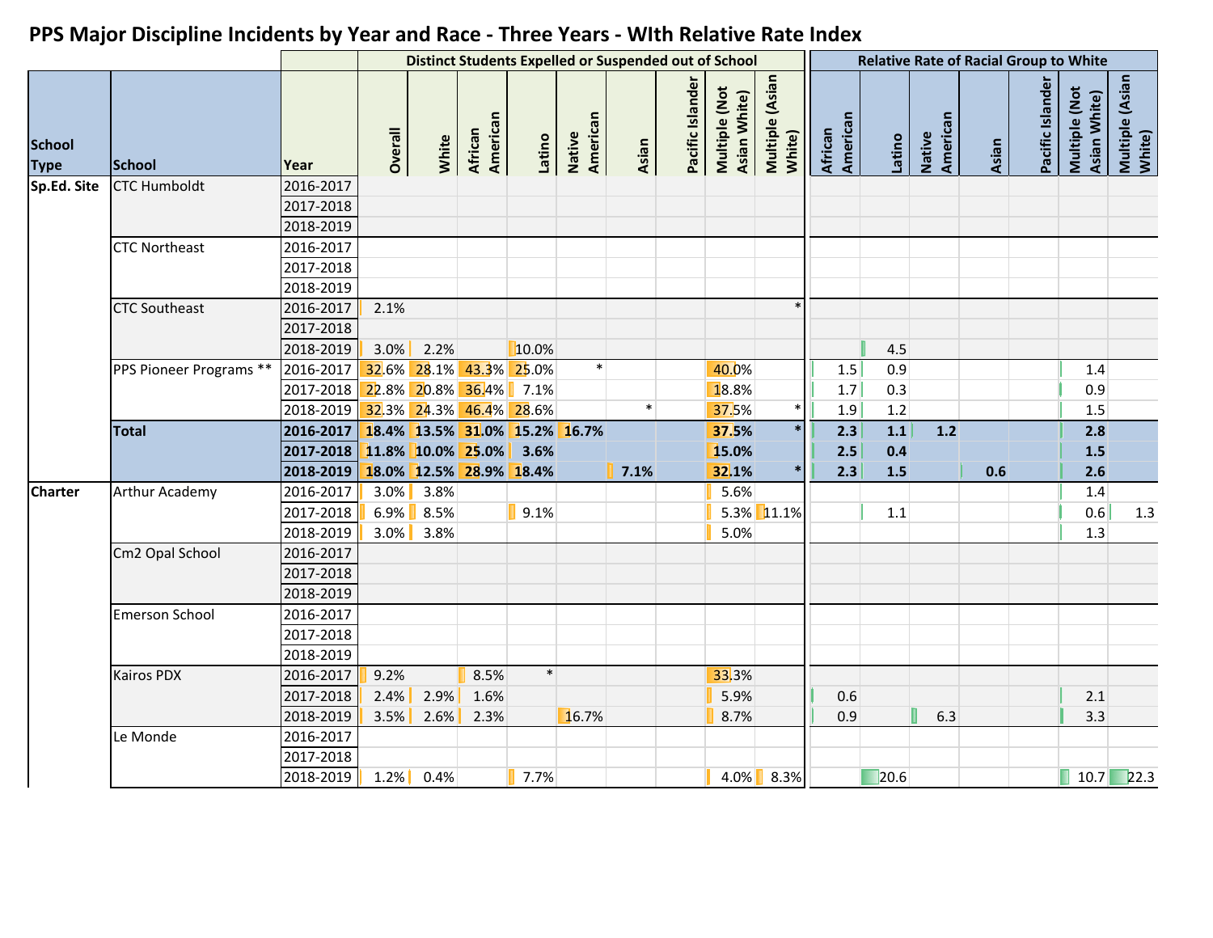# PPS Major Discipline Incidents by Year and Race - Three Years - WIth Relative Rate Index

| School Type | School | Year | Overall | White | African American | Latino | Native American | Asian | Pacific Islander | Multiple (Not Asian White) | Multiple (Asian White) | RR African American | RR Latino | RR Native American | RR Asian | RR Pacific Islander | RR Multiple (Not Asian White) | RR Multiple (Asian White) |
|---|---|---|---|---|---|---|---|---|---|---|---|---|---|---|---|---|---|---|
| | | | Distinct Students Expelled or Suspended out of School | | | | | | | | | Relative Rate of Racial Group to White | | | | | | |
| Sp.Ed. Site | CTC Humboldt | 2016-2017 | | | | | | | | | | | | | | | | |
| | | 2017-2018 | | | | | | | | | | | | | | | | |
| | | 2018-2019 | | | | | | | | | | | | | | | | |
| | CTC Northeast | 2016-2017 | | | | | | | | | | | | | | | | |
| | | 2017-2018 | | | | | | | | | | | | | | | | |
| | | 2018-2019 | | | | | | | | | | | | | | | | |
| | CTC Southeast | 2016-2017 | 2.1% | | | | | | | | * | | | | | | | |
| | | 2017-2018 | | | | | | | | | | | | | | | | |
| | | 2018-2019 | 3.0% | 2.2% | | 10.0% | | | | | | | 4.5 | | | | | |
| | PPS Pioneer Programs ** | 2016-2017 | 32.6% | 28.1% | 43.3% | 25.0% | * | | | 40.0% | | 1.5 | 0.9 | | | | 1.4 | |
| | | 2017-2018 | 22.8% | 20.8% | 36.4% | 7.1% | | | | 18.8% | | 1.7 | 0.3 | | | | 0.9 | |
| | | 2018-2019 | 32.3% | 24.3% | 46.4% | 28.6% | | * | | 37.5% | * | 1.9 | 1.2 | | | | 1.5 | |
| | **Total** | **2016-2017** | **18.4%** | **13.5%** | **31.0%** | **15.2%** | **16.7%** | | | **37.5%** | * | **2.3** | **1.1** | **1.2** | | | **2.8** | |
| | | **2017-2018** | **11.8%** | **10.0%** | **25.0%** | **3.6%** | | | | **15.0%** | | **2.5** | **0.4** | | | | **1.5** | |
| | | **2018-2019** | **18.0%** | **12.5%** | **28.9%** | **18.4%** | | **7.1%** | | **32.1%** | * | **2.3** | **1.5** | | **0.6** | | **2.6** | |
| Charter | Arthur Academy | 2016-2017 | 3.0% | 3.8% | | | | | | 5.6% | | | | | | | 1.4 | |
| | | 2017-2018 | 6.9% | 8.5% | | 9.1% | | | | 5.3% | 11.1% | | 1.1 | | | | 0.6 | 1.3 |
| | | 2018-2019 | 3.0% | 3.8% | | | | | | 5.0% | | | | | | | 1.3 | |
| | Cm2 Opal School | 2016-2017 | | | | | | | | | | | | | | | | |
| | | 2017-2018 | | | | | | | | | | | | | | | | |
| | | 2018-2019 | | | | | | | | | | | | | | | | |
| | Emerson School | 2016-2017 | | | | | | | | | | | | | | | | |
| | | 2017-2018 | | | | | | | | | | | | | | | | |
| | | 2018-2019 | | | | | | | | | | | | | | | | |
| | Kairos PDX | 2016-2017 | 9.2% | | 8.5% | * | | | | 33.3% | | | | | | | | |
| | | 2017-2018 | 2.4% | 2.9% | 1.6% | | | | | 5.9% | | 0.6 | | | | | 2.1 | |
| | | 2018-2019 | 3.5% | 2.6% | 2.3% | | 16.7% | | | 8.7% | | 0.9 | | 6.3 | | | 3.3 | |
| | Le Monde | 2016-2017 | | | | | | | | | | | | | | | | |
| | | 2017-2018 | | | | | | | | | | | | | | | | |
| | | 2018-2019 | 1.2% | 0.4% | | 7.7% | | | | 4.0% | 8.3% | | 20.6 | | | | 10.7 | 22.3 |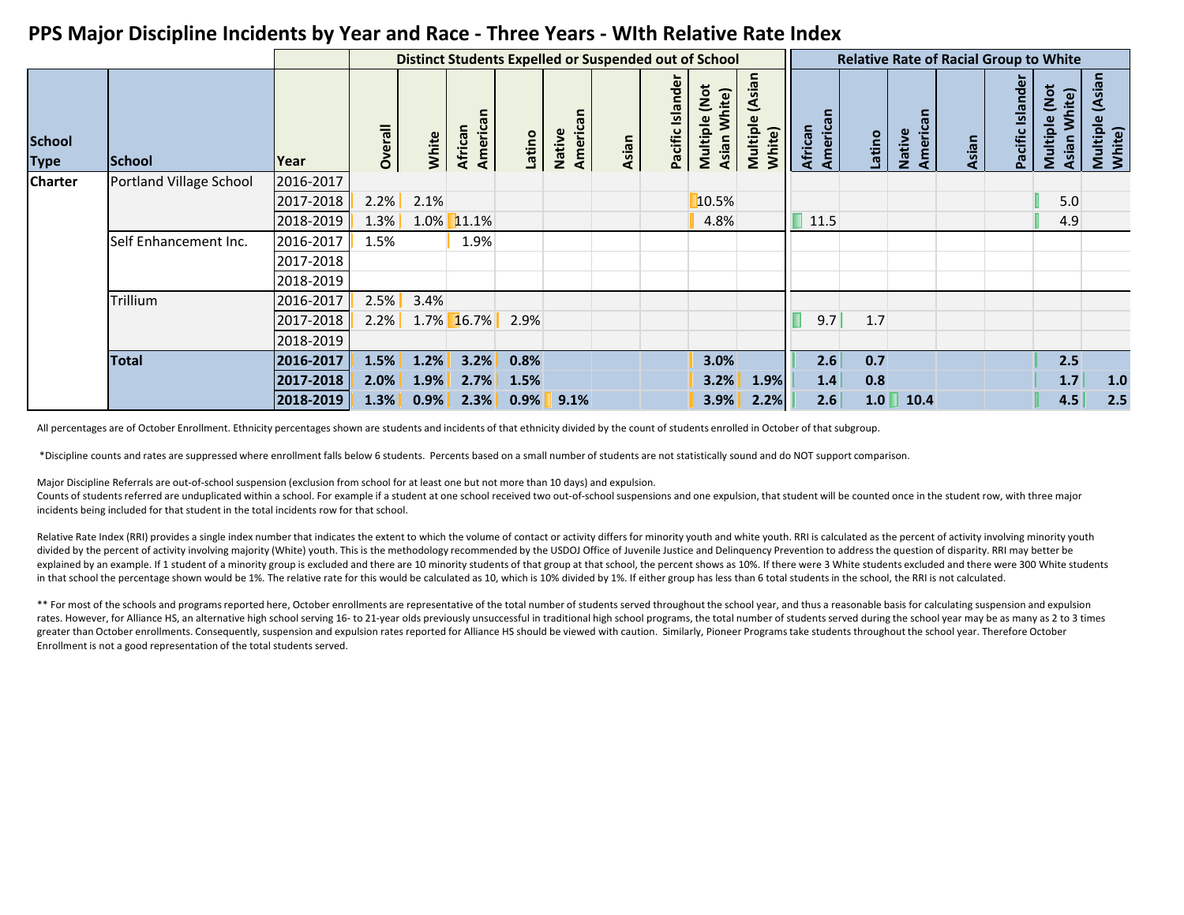# PPS Major Discipline Incidents by Year and Race - Three Years - WIth Relative Rate Index

| School Type | School | Year | Distinct Students Expelled or Suspended out of School: Overall | White | African American | Latino | Native American | Asian | Pacific Islander | Multiple (Not Asian White) | Multiple (Asian White) | Relative Rate of Racial Group to White: African American | Latino | Native American | Asian | Pacific Islander | Multiple (Not Asian White) | Multiple (Asian White) |
|---|---|---|---|---|---|---|---|---|---|---|---|---|---|---|---|---|---|---|
| Charter | Portland Village School | 2016-2017 | | | | | | | | | | | | | | | | |
| | | 2017-2018 | 2.2% | 2.1% | | | | | | 10.5% | | | | | | | 5.0 | |
| | | 2018-2019 | 1.3% | 1.0% | 11.1% | | | | | 4.8% | | 11.5 | | | | | 4.9 | |
| | Self Enhancement Inc. | 2016-2017 | 1.5% | | 1.9% | | | | | | | | | | | | | |
| | | 2017-2018 | | | | | | | | | | | | | | | | |
| | | 2018-2019 | | | | | | | | | | | | | | | | |
| | Trillium | 2016-2017 | 2.5% | 3.4% | | | | | | | | | | | | | | |
| | | 2017-2018 | 2.2% | 1.7% | 16.7% | 2.9% | | | | | | 9.7 | 1.7 | | | | | |
| | | 2018-2019 | | | | | | | | | | | | | | | | |
| | **Total** | **2016-2017** | **1.5%** | **1.2%** | **3.2%** | **0.8%** | | | | **3.0%** | | **2.6** | **0.7** | | | | **2.5** | |
| | | **2017-2018** | **2.0%** | **1.9%** | **2.7%** | **1.5%** | | | | **3.2%** | **1.9%** | **1.4** | **0.8** | | | | **1.7** | **1.0** |
| | | **2018-2019** | **1.3%** | **0.9%** | **2.3%** | **0.9%** | **9.1%** | | | **3.9%** | **2.2%** | **2.6** | **1.0** | **10.4** | | | **4.5** | **2.5** |

All percentages are of October Enrollment. Ethnicity percentages shown are students and incidents of that ethnicity divided by the count of students enrolled in October of that subgroup.

*Discipline counts and rates are suppressed where enrollment falls below 6 students. Percents based on a small number of students are not statistically sound and do NOT support comparison.

Major Discipline Referrals are out-of-school suspension (exclusion from school for at least one but not more than 10 days) and expulsion.
Counts of students referred are unduplicated within a school. For example if a student at one school received two out-of-school suspensions and one expulsion, that student will be counted once in the student row, with three major incidents being included for that student in the total incidents row for that school.

Relative Rate Index (RRI) provides a single index number that indicates the extent to which the volume of contact or activity differs for minority youth and white youth. RRI is calculated as the percent of activity involving minority youth divided by the percent of activity involving majority (White) youth. This is the methodology recommended by the USDOJ Office of Juvenile Justice and Delinquency Prevention to address the question of disparity. RRI may better be explained by an example. If 1 student of a minority group is excluded and there are 10 minority students of that group at that school, the percent shows as 10%. If there were 3 White students excluded and there were 300 White students in that school the percentage shown would be 1%. The relative rate for this would be calculated as 10, which is 10% divided by 1%. If either group has less than 6 total students in the school, the RRI is not calculated.

** For most of the schools and programs reported here, October enrollments are representative of the total number of students served throughout the school year, and thus a reasonable basis for calculating suspension and expulsion rates. However, for Alliance HS, an alternative high school serving 16- to 21-year olds previously unsuccessful in traditional high school programs, the total number of students served during the school year may be as many as 2 to 3 times greater than October enrollments. Consequently, suspension and expulsion rates reported for Alliance HS should be viewed with caution. Similarly, Pioneer Programs take students throughout the school year. Therefore October Enrollment is not a good representation of the total students served.